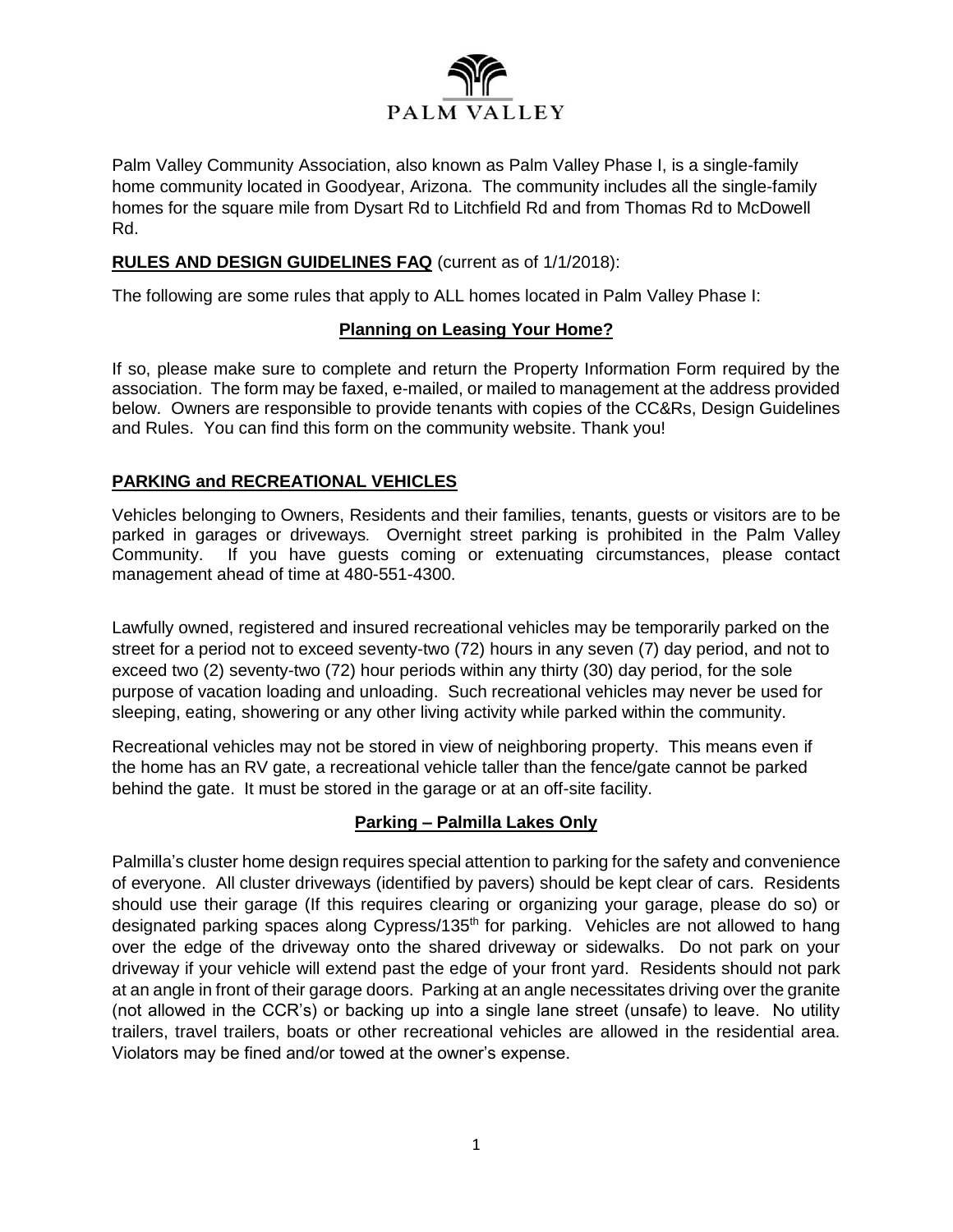PALM VALLEY

Palm Valley Community Association, also known as Palm Valley Phase I, is a single-family home community located in Goodyear, Arizona. The community includes all the single-family homes for the square mile from Dysart Rd to Litchfield Rd and from Thomas Rd to McDowell Rd.

**RULES AND DESIGN GUIDELINES FAQ** (current as of 1/1/2018):

The following are some rules that apply to ALL homes located in Palm Valley Phase I:

## Planning on Leasing Your Home?

If so, please make sure to complete and return the Property Information Form required by the association. The form may be faxed, e-mailed, or mailed to management at the address provided below. Owners are responsible to provide tenants with copies of the CC&Rs, Design Guidelines and Rules. You can find this form on the community website. Thank you!

## PARKING and RECREATIONAL VEHICLES

Vehicles belonging to Owners, Residents and their families, tenants, guests or visitors are to be parked in garages or driveways. Overnight street parking is prohibited in the Palm Valley Community. If you have guests coming or extenuating circumstances, please contact management ahead of time at 480-551-4300.

Lawfully owned, registered and insured recreational vehicles may be temporarily parked on the street for a period not to exceed seventy-two (72) hours in any seven (7) day period, and not to exceed two (2) seventy-two (72) hour periods within any thirty (30) day period, for the sole purpose of vacation loading and unloading. Such recreational vehicles may never be used for sleeping, eating, showering or any other living activity while parked within the community.

Recreational vehicles may not be stored in view of neighboring property. This means even if the home has an RV gate, a recreational vehicle taller than the fence/gate cannot be parked behind the gate. It must be stored in the garage or at an off-site facility.

## Parking – Palmilla Lakes Only

Palmilla's cluster home design requires special attention to parking for the safety and convenience of everyone. All cluster driveways (identified by pavers) should be kept clear of cars. Residents should use their garage (If this requires clearing or organizing your garage, please do so) or designated parking spaces along Cypress/135th for parking. Vehicles are not allowed to hang over the edge of the driveway onto the shared driveway or sidewalks. Do not park on your driveway if your vehicle will extend past the edge of your front yard. Residents should not park at an angle in front of their garage doors. Parking at an angle necessitates driving over the granite (not allowed in the CCR's) or backing up into a single lane street (unsafe) to leave. No utility trailers, travel trailers, boats or other recreational vehicles are allowed in the residential area. Violators may be fined and/or towed at the owner's expense.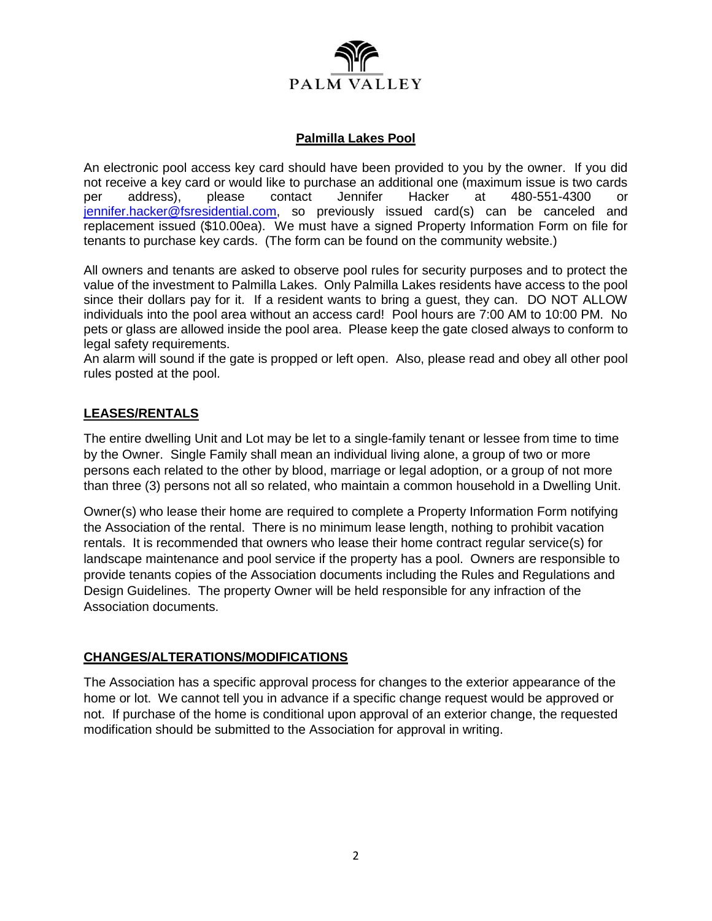PALM VALLEY

## Palmilla Lakes Pool

An electronic pool access key card should have been provided to you by the owner. If you did not receive a key card or would like to purchase an additional one (maximum issue is two cards per address), please contact Jennifer Hacker at 480-551-4300 or jennifer.hacker@fsresidential.com, so previously issued card(s) can be canceled and replacement issued ($10.00ea). We must have a signed Property Information Form on file for tenants to purchase key cards. (The form can be found on the community website.)

All owners and tenants are asked to observe pool rules for security purposes and to protect the value of the investment to Palmilla Lakes. Only Palmilla Lakes residents have access to the pool since their dollars pay for it. If a resident wants to bring a guest, they can. DO NOT ALLOW individuals into the pool area without an access card! Pool hours are 7:00 AM to 10:00 PM. No pets or glass are allowed inside the pool area. Please keep the gate closed always to conform to legal safety requirements.
An alarm will sound if the gate is propped or left open. Also, please read and obey all other pool rules posted at the pool.

## LEASES/RENTALS

The entire dwelling Unit and Lot may be let to a single-family tenant or lessee from time to time by the Owner. Single Family shall mean an individual living alone, a group of two or more persons each related to the other by blood, marriage or legal adoption, or a group of not more than three (3) persons not all so related, who maintain a common household in a Dwelling Unit.

Owner(s) who lease their home are required to complete a Property Information Form notifying the Association of the rental. There is no minimum lease length, nothing to prohibit vacation rentals. It is recommended that owners who lease their home contract regular service(s) for landscape maintenance and pool service if the property has a pool. Owners are responsible to provide tenants copies of the Association documents including the Rules and Regulations and Design Guidelines. The property Owner will be held responsible for any infraction of the Association documents.

## CHANGES/ALTERATIONS/MODIFICATIONS

The Association has a specific approval process for changes to the exterior appearance of the home or lot. We cannot tell you in advance if a specific change request would be approved or not. If purchase of the home is conditional upon approval of an exterior change, the requested modification should be submitted to the Association for approval in writing.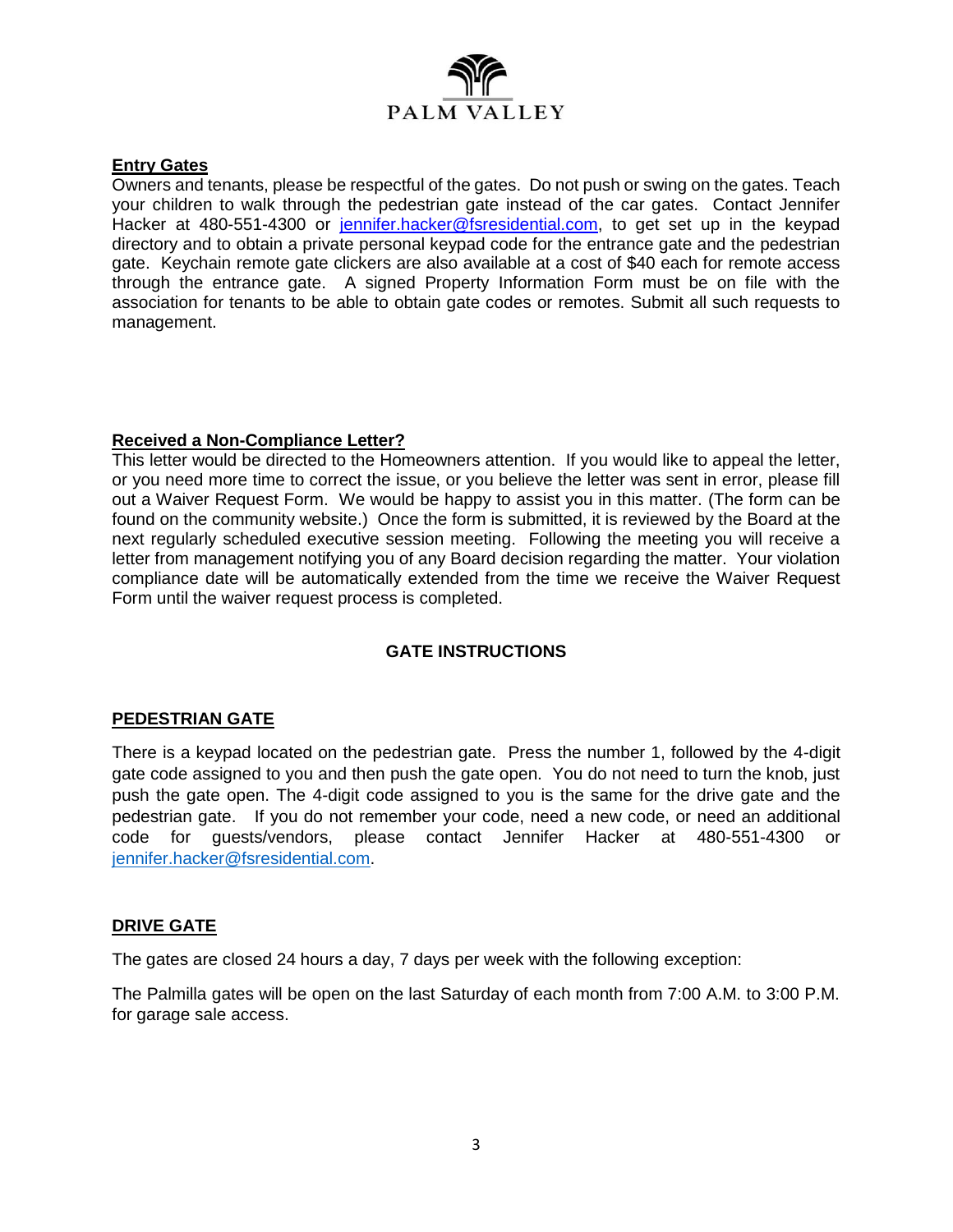PALM VALLEY

**Entry Gates**

Owners and tenants, please be respectful of the gates. Do not push or swing on the gates. Teach your children to walk through the pedestrian gate instead of the car gates. Contact Jennifer Hacker at 480-551-4300 or jennifer.hacker@fsresidential.com, to get set up in the keypad directory and to obtain a private personal keypad code for the entrance gate and the pedestrian gate. Keychain remote gate clickers are also available at a cost of $40 each for remote access through the entrance gate. A signed Property Information Form must be on file with the association for tenants to be able to obtain gate codes or remotes. Submit all such requests to management.

**Received a Non-Compliance Letter?**

This letter would be directed to the Homeowners attention. If you would like to appeal the letter, or you need more time to correct the issue, or you believe the letter was sent in error, please fill out a Waiver Request Form. We would be happy to assist you in this matter. (The form can be found on the community website.) Once the form is submitted, it is reviewed by the Board at the next regularly scheduled executive session meeting. Following the meeting you will receive a letter from management notifying you of any Board decision regarding the matter. Your violation compliance date will be automatically extended from the time we receive the Waiver Request Form until the waiver request process is completed.

## GATE INSTRUCTIONS

**PEDESTRIAN GATE**

There is a keypad located on the pedestrian gate. Press the number 1, followed by the 4-digit gate code assigned to you and then push the gate open. You do not need to turn the knob, just push the gate open. The 4-digit code assigned to you is the same for the drive gate and the pedestrian gate. If you do not remember your code, need a new code, or need an additional code for guests/vendors, please contact Jennifer Hacker at 480-551-4300 or jennifer.hacker@fsresidential.com.

**DRIVE GATE**

The gates are closed 24 hours a day, 7 days per week with the following exception:

The Palmilla gates will be open on the last Saturday of each month from 7:00 A.M. to 3:00 P.M. for garage sale access.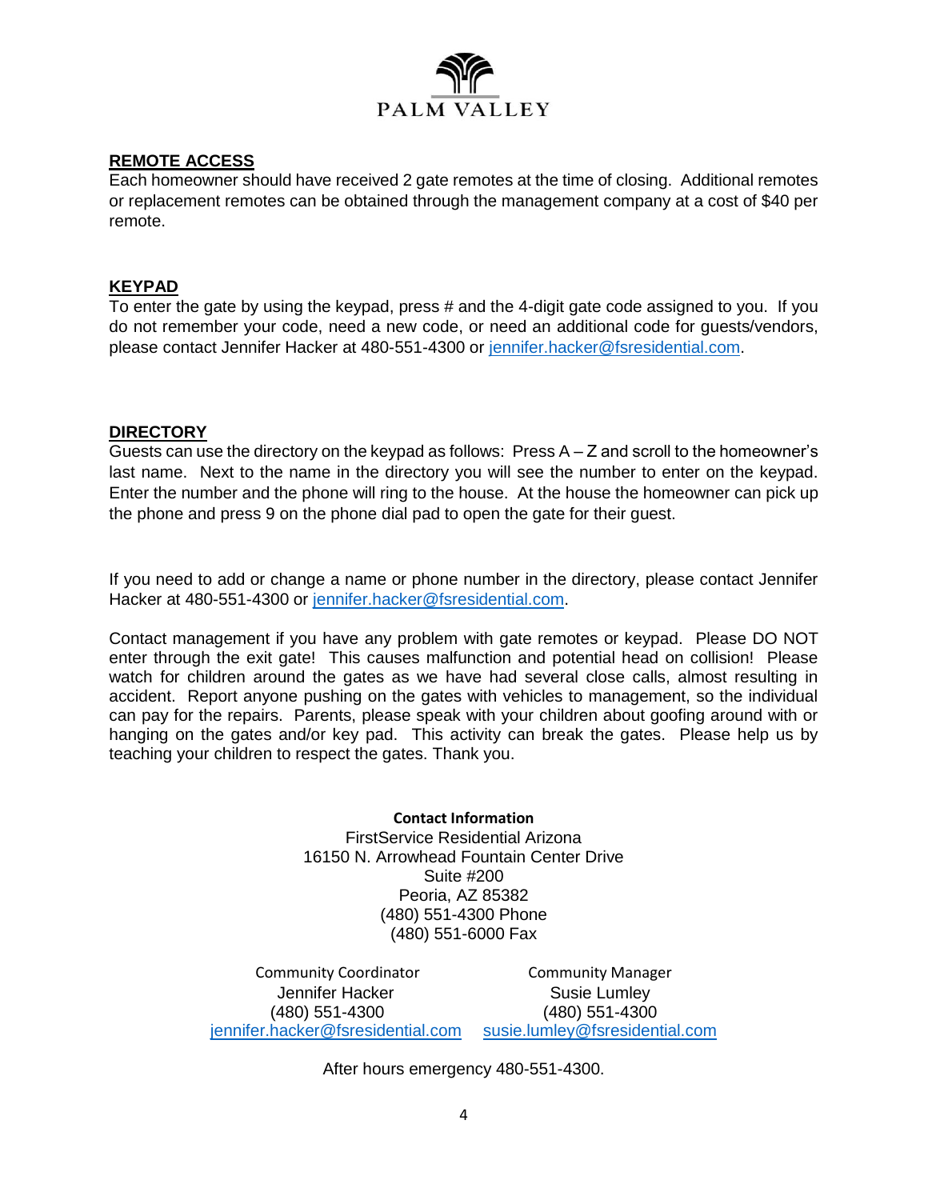PALM VALLEY

## REMOTE ACCESS

Each homeowner should have received 2 gate remotes at the time of closing. Additional remotes or replacement remotes can be obtained through the management company at a cost of $40 per remote.

## KEYPAD

To enter the gate by using the keypad, press # and the 4-digit gate code assigned to you. If you do not remember your code, need a new code, or need an additional code for guests/vendors, please contact Jennifer Hacker at 480-551-4300 or jennifer.hacker@fsresidential.com.

## DIRECTORY

Guests can use the directory on the keypad as follows: Press A – Z and scroll to the homeowner's last name. Next to the name in the directory you will see the number to enter on the keypad. Enter the number and the phone will ring to the house. At the house the homeowner can pick up the phone and press 9 on the phone dial pad to open the gate for their guest.

If you need to add or change a name or phone number in the directory, please contact Jennifer Hacker at 480-551-4300 or jennifer.hacker@fsresidential.com.

Contact management if you have any problem with gate remotes or keypad. Please DO NOT enter through the exit gate! This causes malfunction and potential head on collision! Please watch for children around the gates as we have had several close calls, almost resulting in accident. Report anyone pushing on the gates with vehicles to management, so the individual can pay for the repairs. Parents, please speak with your children about goofing around with or hanging on the gates and/or key pad. This activity can break the gates. Please help us by teaching your children to respect the gates. Thank you.

**Contact Information**
FirstService Residential Arizona
16150 N. Arrowhead Fountain Center Drive
Suite #200
Peoria, AZ 85382
(480) 551-4300 Phone
(480) 551-6000 Fax

Community Coordinator
Jennifer Hacker
(480) 551-4300
jennifer.hacker@fsresidential.com

Community Manager
Susie Lumley
(480) 551-4300
susie.lumley@fsresidential.com

After hours emergency 480-551-4300.